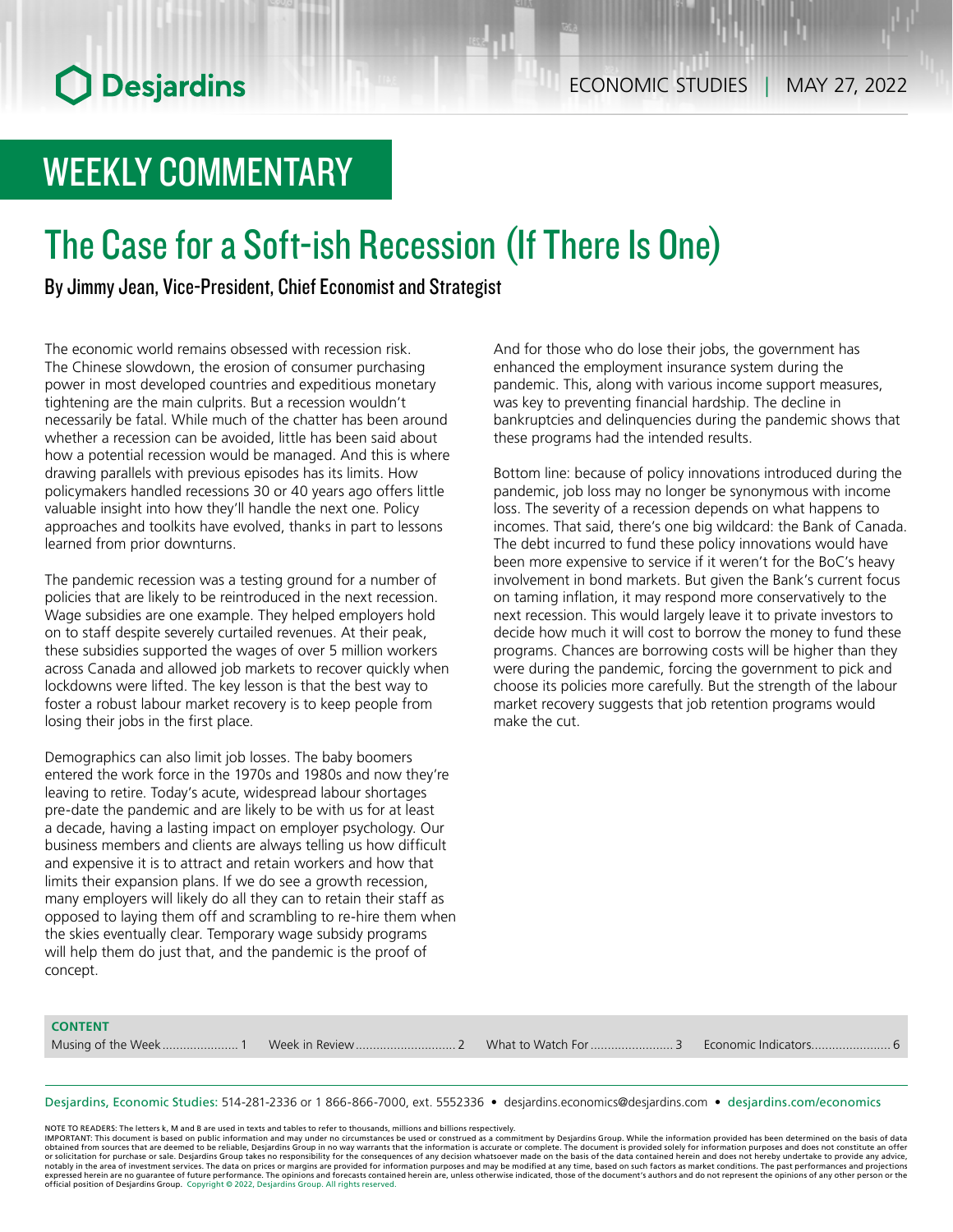# WEEKLY COMMENTARY

# The Case for a Soft-ish Recession (If There Is One)

By Jimmy Jean, Vice-President, Chief Economist and Strategist

The economic world remains obsessed with recession risk. The Chinese slowdown, the erosion of consumer purchasing power in most developed countries and expeditious monetary tightening are the main culprits. But a recession wouldn't necessarily be fatal. While much of the chatter has been around whether a recession can be avoided, little has been said about how a potential recession would be managed. And this is where drawing parallels with previous episodes has its limits. How policymakers handled recessions 30 or 40 years ago offers little valuable insight into how they'll handle the next one. Policy approaches and toolkits have evolved, thanks in part to lessons learned from prior downturns.

The pandemic recession was a testing ground for a number of policies that are likely to be reintroduced in the next recession. Wage subsidies are one example. They helped employers hold on to staff despite severely curtailed revenues. At their peak, these subsidies supported the wages of over 5 million workers across Canada and allowed job markets to recover quickly when lockdowns were lifted. The key lesson is that the best way to foster a robust labour market recovery is to keep people from losing their jobs in the first place.

Demographics can also limit job losses. The baby boomers entered the work force in the 1970s and 1980s and now they're leaving to retire. Today's acute, widespread labour shortages pre-date the pandemic and are likely to be with us for at least a decade, having a lasting impact on employer psychology. Our business members and clients are always telling us how difficult and expensive it is to attract and retain workers and how that limits their expansion plans. If we do see a growth recession, many employers will likely do all they can to retain their staff as opposed to laying them off and scrambling to re-hire them when the skies eventually clear. Temporary wage subsidy programs will help them do just that, and the pandemic is the proof of concept.

And for those who do lose their jobs, the government has enhanced the employment insurance system during the pandemic. This, along with various income support measures, was key to preventing financial hardship. The decline in bankruptcies and delinquencies during the pandemic shows that these programs had the intended results.

Bottom line: because of policy innovations introduced during the pandemic, job loss may no longer be synonymous with income loss. The severity of a recession depends on what happens to incomes. That said, there's one big wildcard: the Bank of Canada. The debt incurred to fund these policy innovations would have been more expensive to service if it weren't for the BoC's heavy involvement in bond markets. But given the Bank's current focus on taming inflation, it may respond more conservatively to the next recession. This would largely leave it to private investors to decide how much it will cost to borrow the money to fund these programs. Chances are borrowing costs will be higher than they were during the pandemic, forcing the government to pick and choose its policies more carefully. But the strength of the labour market recovery suggests that job retention programs would make the cut.

**CONTENT**

Musing of the Week ..................... 1 Week in Review ............................ 2 What to Watch For ....................... 3 Economic Indicators ...................... 6

Desjardins, Economic Studies: 514-281-2336 or 1 866-866-7000, ext. 5552336 • desjardins.economics@desjardins.com • desjardins.com/economics

NOTE TO READERS: The letters k, M and B are used in texts and tables to refer to thousands, millions and billions respectively.
IMPORTANT: This document is based on public information and may under no circumstances be used or construed as a commitment by Desjardins Group. While the information provided has been determined on the basis of data obtained from sources that are deemed to be reliable, Desjardins Group in no way warrants that the information is accurate or complete. The document is provided solely for information purposes and does not constitute an offer or solicitation for purchase or sale. Desjardins Group takes no responsibility for the consequences of any decision whatsoever made on the basis of the data contained herein and does not hereby undertake to provide any advice, notably in the area of investment services. The data on prices or margins are provided for information purposes and may be modified at any time, based on such factors as market conditions. The past performances and projections expressed herein are no guarantee of future performance. The opinions and forecasts contained herein are, unless otherwise indicated, those of the document's authors and do not represent the opinions of any other person or the official position of Desjardins Group. Copyright © 2022, Desjardins Group. All rights reserved.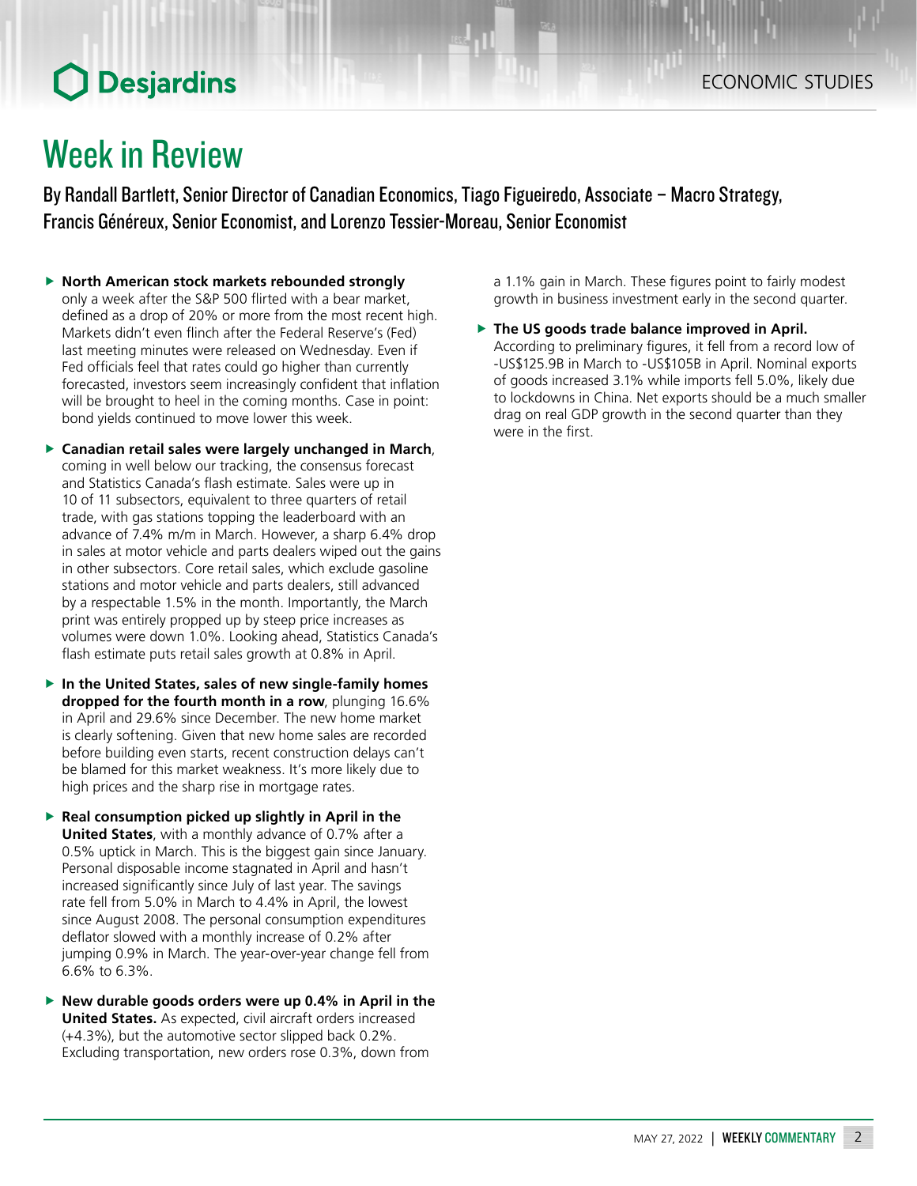# Week in Review

By Randall Bartlett, Senior Director of Canadian Economics, Tiago Figueiredo, Associate – Macro Strategy, Francis Généreux, Senior Economist, and Lorenzo Tessier-Moreau, Senior Economist

- **North American stock markets rebounded strongly** only a week after the S&P 500 flirted with a bear market, defined as a drop of 20% or more from the most recent high. Markets didn't even flinch after the Federal Reserve's (Fed) last meeting minutes were released on Wednesday. Even if Fed officials feel that rates could go higher than currently forecasted, investors seem increasingly confident that inflation will be brought to heel in the coming months. Case in point: bond yields continued to move lower this week.

- **Canadian retail sales were largely unchanged in March**, coming in well below our tracking, the consensus forecast and Statistics Canada's flash estimate. Sales were up in 10 of 11 subsectors, equivalent to three quarters of retail trade, with gas stations topping the leaderboard with an advance of 7.4% m/m in March. However, a sharp 6.4% drop in sales at motor vehicle and parts dealers wiped out the gains in other subsectors. Core retail sales, which exclude gasoline stations and motor vehicle and parts dealers, still advanced by a respectable 1.5% in the month. Importantly, the March print was entirely propped up by steep price increases as volumes were down 1.0%. Looking ahead, Statistics Canada's flash estimate puts retail sales growth at 0.8% in April.

- **In the United States, sales of new single-family homes dropped for the fourth month in a row**, plunging 16.6% in April and 29.6% since December. The new home market is clearly softening. Given that new home sales are recorded before building even starts, recent construction delays can't be blamed for this market weakness. It's more likely due to high prices and the sharp rise in mortgage rates.

- **Real consumption picked up slightly in April in the United States**, with a monthly advance of 0.7% after a 0.5% uptick in March. This is the biggest gain since January. Personal disposable income stagnated in April and hasn't increased significantly since July of last year. The savings rate fell from 5.0% in March to 4.4% in April, the lowest since August 2008. The personal consumption expenditures deflator slowed with a monthly increase of 0.2% after jumping 0.9% in March. The year-over-year change fell from 6.6% to 6.3%.

- **New durable goods orders were up 0.4% in April in the United States.** As expected, civil aircraft orders increased (+4.3%), but the automotive sector slipped back 0.2%. Excluding transportation, new orders rose 0.3%, down from a 1.1% gain in March. These figures point to fairly modest growth in business investment early in the second quarter.

- **The US goods trade balance improved in April.** According to preliminary figures, it fell from a record low of -US$125.9B in March to -US$105B in April. Nominal exports of goods increased 3.1% while imports fell 5.0%, likely due to lockdowns in China. Net exports should be a much smaller drag on real GDP growth in the second quarter than they were in the first.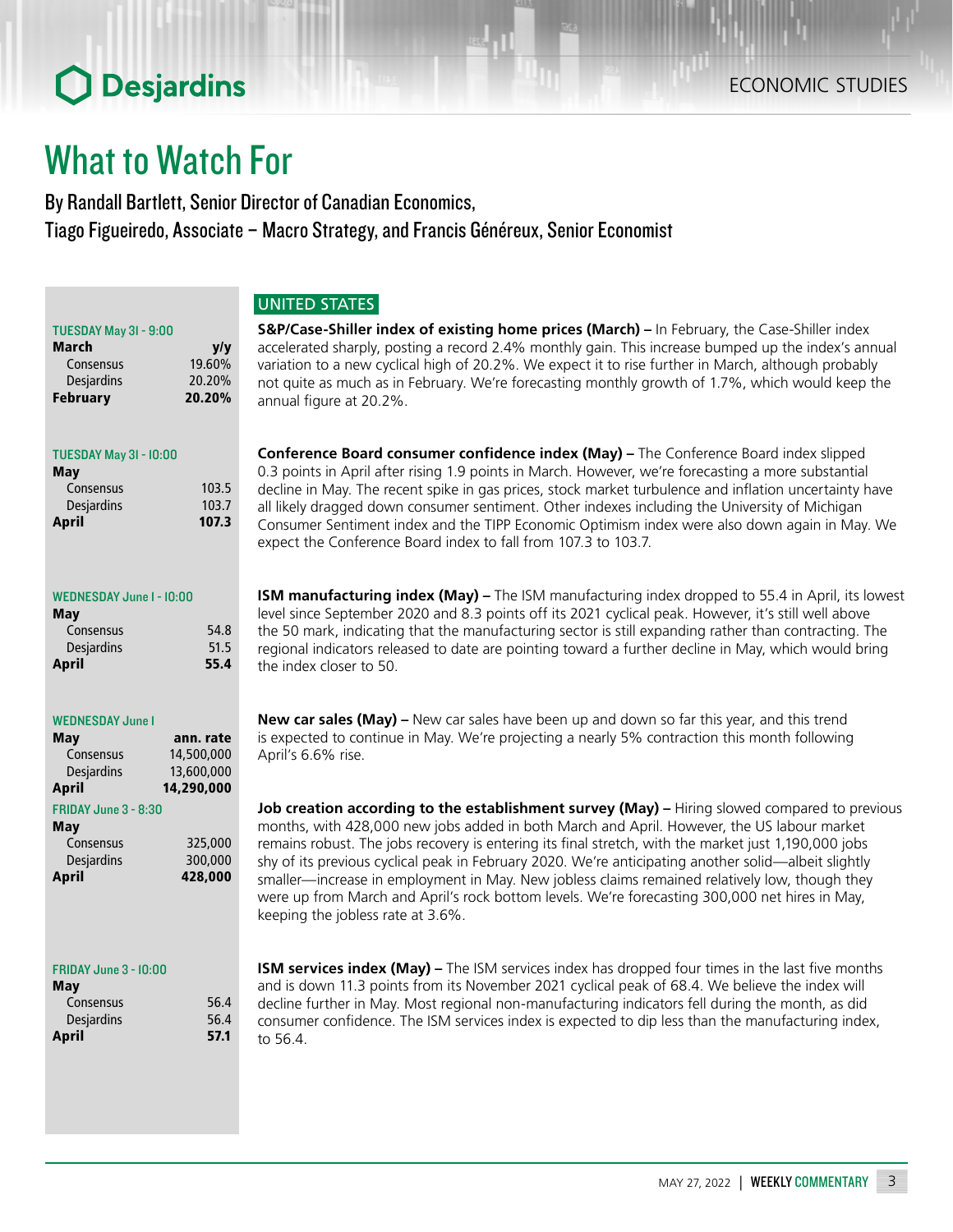# What to Watch For

By Randall Bartlett, Senior Director of Canadian Economics, Tiago Figueiredo, Associate – Macro Strategy, and Francis Généreux, Senior Economist

## UNITED STATES

| TUESDAY May 31 - 9:00 | |
|---|---|
| **March** | **y/y** |
| Consensus | 19.60% |
| Desjardins | 20.20% |
| **February** | **20.20%** |

**S&P/Case-Shiller index of existing home prices (March) –** In February, the Case-Shiller index accelerated sharply, posting a record 2.4% monthly gain. This increase bumped up the index's annual variation to a new cyclical high of 20.2%. We expect it to rise further in March, although probably not quite as much as in February. We're forecasting monthly growth of 1.7%, which would keep the annual figure at 20.2%.

| TUESDAY May 31 - 10:00 | |
|---|---|
| **May** | |
| Consensus | 103.5 |
| Desjardins | 103.7 |
| **April** | **107.3** |

**Conference Board consumer confidence index (May) –** The Conference Board index slipped 0.3 points in April after rising 1.9 points in March. However, we're forecasting a more substantial decline in May. The recent spike in gas prices, stock market turbulence and inflation uncertainty have all likely dragged down consumer sentiment. Other indexes including the University of Michigan Consumer Sentiment index and the TIPP Economic Optimism index were also down again in May. We expect the Conference Board index to fall from 107.3 to 103.7.

| WEDNESDAY June 1 - 10:00 | |
|---|---|
| **May** | |
| Consensus | 54.8 |
| Desjardins | 51.5 |
| **April** | **55.4** |

**ISM manufacturing index (May) –** The ISM manufacturing index dropped to 55.4 in April, its lowest level since September 2020 and 8.3 points off its 2021 cyclical peak. However, it's still well above the 50 mark, indicating that the manufacturing sector is still expanding rather than contracting. The regional indicators released to date are pointing toward a further decline in May, which would bring the index closer to 50.

| WEDNESDAY June 1 | |
|---|---|
| **May** | **ann. rate** |
| Consensus | 14,500,000 |
| Desjardins | 13,600,000 |
| **April** | **14,290,000** |

**New car sales (May) –** New car sales have been up and down so far this year, and this trend is expected to continue in May. We're projecting a nearly 5% contraction this month following April's 6.6% rise.

| FRIDAY June 3 - 8:30 | |
|---|---|
| **May** | |
| Consensus | 325,000 |
| Desjardins | 300,000 |
| **April** | **428,000** |

**Job creation according to the establishment survey (May) –** Hiring slowed compared to previous months, with 428,000 new jobs added in both March and April. However, the US labour market remains robust. The jobs recovery is entering its final stretch, with the market just 1,190,000 jobs shy of its previous cyclical peak in February 2020. We're anticipating another solid—albeit slightly smaller—increase in employment in May. New jobless claims remained relatively low, though they were up from March and April's rock bottom levels. We're forecasting 300,000 net hires in May, keeping the jobless rate at 3.6%.

| FRIDAY June 3 - 10:00 | |
|---|---|
| **May** | |
| Consensus | 56.4 |
| Desjardins | 56.4 |
| **April** | **57.1** |

**ISM services index (May) –** The ISM services index has dropped four times in the last five months and is down 11.3 points from its November 2021 cyclical peak of 68.4. We believe the index will decline further in May. Most regional non-manufacturing indicators fell during the month, as did consumer confidence. The ISM services index is expected to dip less than the manufacturing index, to 56.4.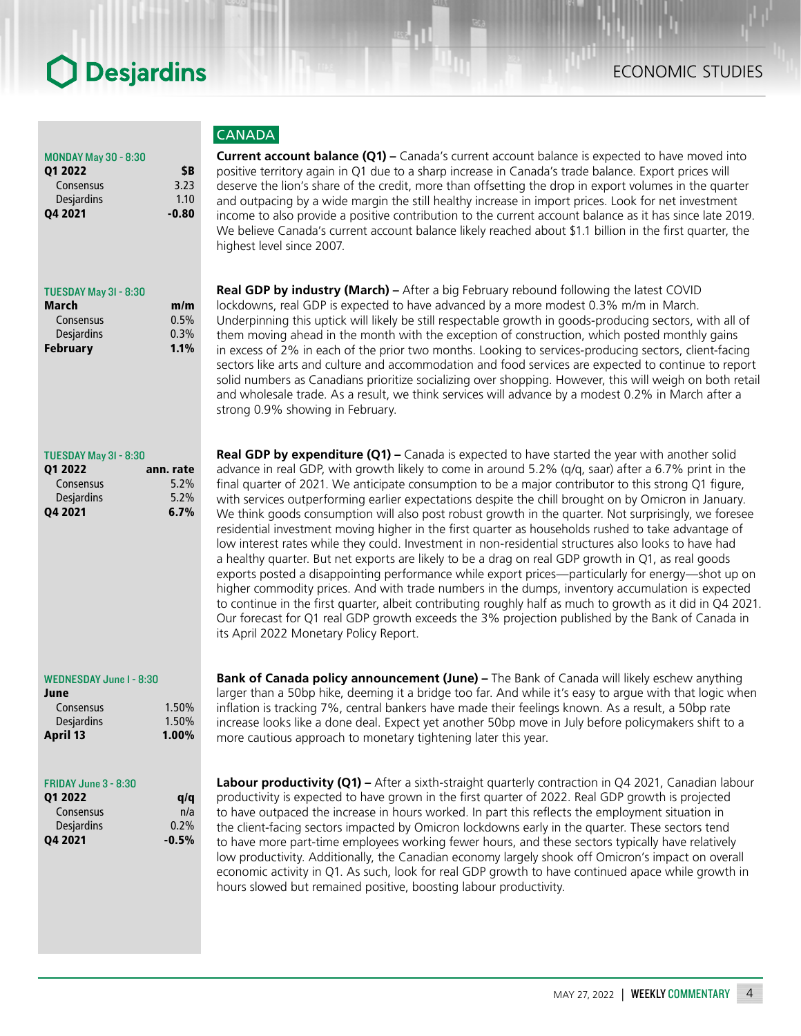## CANADA

| MONDAY May 30 - 8:30 | |
|---|---|
| **Q1 2022** | **$B** |
| Consensus | 3.23 |
| Desjardins | 1.10 |
| **Q4 2021** | **-0.80** |

**Current account balance (Q1) –** Canada's current account balance is expected to have moved into positive territory again in Q1 due to a sharp increase in Canada's trade balance. Export prices will deserve the lion's share of the credit, more than offsetting the drop in export volumes in the quarter and outpacing by a wide margin the still healthy increase in import prices. Look for net investment income to also provide a positive contribution to the current account balance as it has since late 2019. We believe Canada's current account balance likely reached about $1.1 billion in the first quarter, the highest level since 2007.

| TUESDAY May 31 - 8:30 | |
|---|---|
| **March** | **m/m** |
| Consensus | 0.5% |
| Desjardins | 0.3% |
| **February** | **1.1%** |

**Real GDP by industry (March) –** After a big February rebound following the latest COVID lockdowns, real GDP is expected to have advanced by a more modest 0.3% m/m in March. Underpinning this uptick will likely be still respectable growth in goods-producing sectors, with all of them moving ahead in the month with the exception of construction, which posted monthly gains in excess of 2% in each of the prior two months. Looking to services-producing sectors, client-facing sectors like arts and culture and accommodation and food services are expected to continue to report solid numbers as Canadians prioritize socializing over shopping. However, this will weigh on both retail and wholesale trade. As a result, we think services will advance by a modest 0.2% in March after a strong 0.9% showing in February.

| TUESDAY May 31 - 8:30 | |
|---|---|
| **Q1 2022** | **ann. rate** |
| Consensus | 5.2% |
| Desjardins | 5.2% |
| **Q4 2021** | **6.7%** |

**Real GDP by expenditure (Q1) –** Canada is expected to have started the year with another solid advance in real GDP, with growth likely to come in around 5.2% (q/q, saar) after a 6.7% print in the final quarter of 2021. We anticipate consumption to be a major contributor to this strong Q1 figure, with services outperforming earlier expectations despite the chill brought on by Omicron in January. We think goods consumption will also post robust growth in the quarter. Not surprisingly, we foresee residential investment moving higher in the first quarter as households rushed to take advantage of low interest rates while they could. Investment in non-residential structures also looks to have had a healthy quarter. But net exports are likely to be a drag on real GDP growth in Q1, as real goods exports posted a disappointing performance while export prices—particularly for energy—shot up on higher commodity prices. And with trade numbers in the dumps, inventory accumulation is expected to continue in the first quarter, albeit contributing roughly half as much to growth as it did in Q4 2021. Our forecast for Q1 real GDP growth exceeds the 3% projection published by the Bank of Canada in its April 2022 Monetary Policy Report.

| WEDNESDAY June 1 - 8:30 | |
|---|---|
| **June** | |
| Consensus | 1.50% |
| Desjardins | 1.50% |
| **April 13** | **1.00%** |

**Bank of Canada policy announcement (June) –** The Bank of Canada will likely eschew anything larger than a 50bp hike, deeming it a bridge too far. And while it's easy to argue with that logic when inflation is tracking 7%, central bankers have made their feelings known. As a result, a 50bp rate increase looks like a done deal. Expect yet another 50bp move in July before policymakers shift to a more cautious approach to monetary tightening later this year.

| FRIDAY June 3 - 8:30 | |
|---|---|
| **Q1 2022** | **q/q** |
| Consensus | n/a |
| Desjardins | 0.2% |
| **Q4 2021** | **-0.5%** |

**Labour productivity (Q1) –** After a sixth-straight quarterly contraction in Q4 2021, Canadian labour productivity is expected to have grown in the first quarter of 2022. Real GDP growth is projected to have outpaced the increase in hours worked. In part this reflects the employment situation in the client-facing sectors impacted by Omicron lockdowns early in the quarter. These sectors tend to have more part-time employees working fewer hours, and these sectors typically have relatively low productivity. Additionally, the Canadian economy largely shook off Omicron's impact on overall economic activity in Q1. As such, look for real GDP growth to have continued apace while growth in hours slowed but remained positive, boosting labour productivity.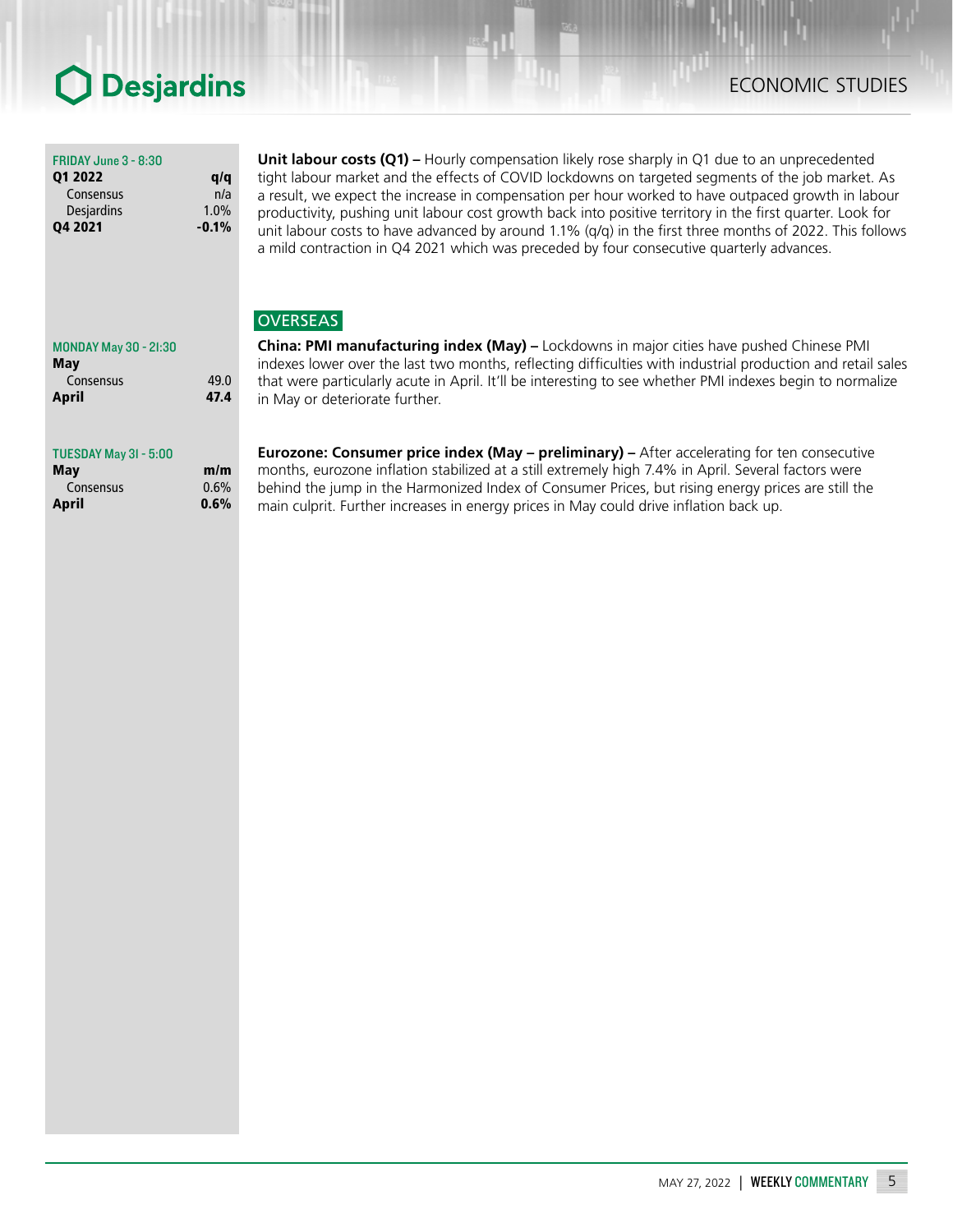| FRIDAY June 3 - 8:30 | |
|---|---|
| **Q1 2022** | **q/q** |
| Consensus | n/a |
| Desjardins | 1.0% |
| **Q4 2021** | **-0.1%** |

**Unit labour costs (Q1) –** Hourly compensation likely rose sharply in Q1 due to an unprecedented tight labour market and the effects of COVID lockdowns on targeted segments of the job market. As a result, we expect the increase in compensation per hour worked to have outpaced growth in labour productivity, pushing unit labour cost growth back into positive territory in the first quarter. Look for unit labour costs to have advanced by around 1.1% (q/q) in the first three months of 2022. This follows a mild contraction in Q4 2021 which was preceded by four consecutive quarterly advances.

## OVERSEAS

| MONDAY May 30 - 21:30 | |
|---|---|
| **May** | |
| Consensus | 49.0 |
| **April** | **47.4** |

**China: PMI manufacturing index (May) –** Lockdowns in major cities have pushed Chinese PMI indexes lower over the last two months, reflecting difficulties with industrial production and retail sales that were particularly acute in April. It'll be interesting to see whether PMI indexes begin to normalize in May or deteriorate further.

| TUESDAY May 31 - 5:00 | |
|---|---|
| **May** | **m/m** |
| Consensus | 0.6% |
| **April** | **0.6%** |

**Eurozone: Consumer price index (May – preliminary) –** After accelerating for ten consecutive months, eurozone inflation stabilized at a still extremely high 7.4% in April. Several factors were behind the jump in the Harmonized Index of Consumer Prices, but rising energy prices are still the main culprit. Further increases in energy prices in May could drive inflation back up.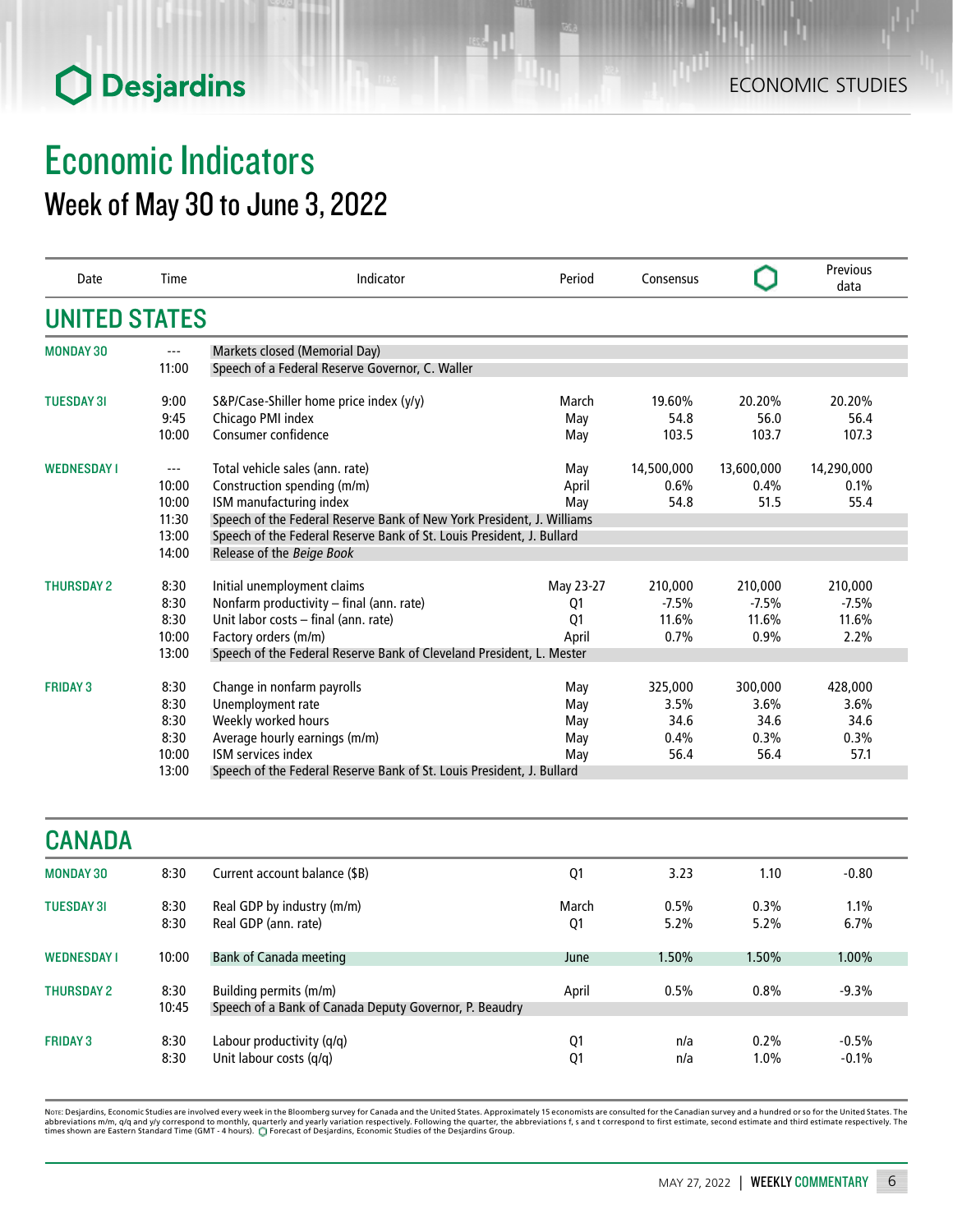ECONOMIC STUDIES

# Economic Indicators

## Week of May 30 to June 3, 2022

| Date | Time | Indicator | Period | Consensus | Desjardins | Previous data |
|---|---|---|---|---|---|---|
| **UNITED STATES** | | | | | | |
| **MONDAY 30** | --- | Markets closed (Memorial Day) | | | | |
| | 11:00 | Speech of a Federal Reserve Governor, C. Waller | | | | |
| **TUESDAY 31** | 9:00 | S&P/Case-Shiller home price index (y/y) | March | 19.60% | 20.20% | 20.20% |
| | 9:45 | Chicago PMI index | May | 54.8 | 56.0 | 56.4 |
| | 10:00 | Consumer confidence | May | 103.5 | 103.7 | 107.3 |
| **WEDNESDAY 1** | --- | Total vehicle sales (ann. rate) | May | 14,500,000 | 13,600,000 | 14,290,000 |
| | 10:00 | Construction spending (m/m) | April | 0.6% | 0.4% | 0.1% |
| | 10:00 | ISM manufacturing index | May | 54.8 | 51.5 | 55.4 |
| | 11:30 | Speech of the Federal Reserve Bank of New York President, J. Williams | | | | |
| | 13:00 | Speech of the Federal Reserve Bank of St. Louis President, J. Bullard | | | | |
| | 14:00 | Release of the *Beige Book* | | | | |
| **THURSDAY 2** | 8:30 | Initial unemployment claims | May 23-27 | 210,000 | 210,000 | 210,000 |
| | 8:30 | Nonfarm productivity – final (ann. rate) | Q1 | -7.5% | -7.5% | -7.5% |
| | 8:30 | Unit labor costs – final (ann. rate) | Q1 | 11.6% | 11.6% | 11.6% |
| | 10:00 | Factory orders (m/m) | April | 0.7% | 0.9% | 2.2% |
| | 13:00 | Speech of the Federal Reserve Bank of Cleveland President, L. Mester | | | | |
| **FRIDAY 3** | 8:30 | Change in nonfarm payrolls | May | 325,000 | 300,000 | 428,000 |
| | 8:30 | Unemployment rate | May | 3.5% | 3.6% | 3.6% |
| | 8:30 | Weekly worked hours | May | 34.6 | 34.6 | 34.6 |
| | 8:30 | Average hourly earnings (m/m) | May | 0.4% | 0.3% | 0.3% |
| | 10:00 | ISM services index | May | 56.4 | 56.4 | 57.1 |
| | 13:00 | Speech of the Federal Reserve Bank of St. Louis President, J. Bullard | | | | |
| **CANADA** | | | | | | |
| **MONDAY 30** | 8:30 | Current account balance ($B) | Q1 | 3.23 | 1.10 | -0.80 |
| **TUESDAY 31** | 8:30 | Real GDP by industry (m/m) | March | 0.5% | 0.3% | 1.1% |
| | 8:30 | Real GDP (ann. rate) | Q1 | 5.2% | 5.2% | 6.7% |
| **WEDNESDAY 1** | 10:00 | Bank of Canada meeting | June | 1.50% | 1.50% | 1.00% |
| **THURSDAY 2** | 8:30 | Building permits (m/m) | April | 0.5% | 0.8% | -9.3% |
| | 10:45 | Speech of a Bank of Canada Deputy Governor, P. Beaudry | | | | |
| **FRIDAY 3** | 8:30 | Labour productivity (q/q) | Q1 | n/a | 0.2% | -0.5% |
| | 8:30 | Unit labour costs (q/q) | Q1 | n/a | 1.0% | -0.1% |

NOTE: Desjardins, Economic Studies are involved every week in the Bloomberg survey for Canada and the United States. Approximately 15 economists are consulted for the Canadian survey and a hundred or so for the United States. The abbreviations m/m, q/q and y/y correspond to monthly, quarterly and yearly variation respectively. Following the quarter, the abbreviations f, s and t correspond to first estimate, second estimate and third estimate respectively. The times shown are Eastern Standard Time (GMT - 4 hours). Forecast of Desjardins, Economic Studies of the Desjardins Group.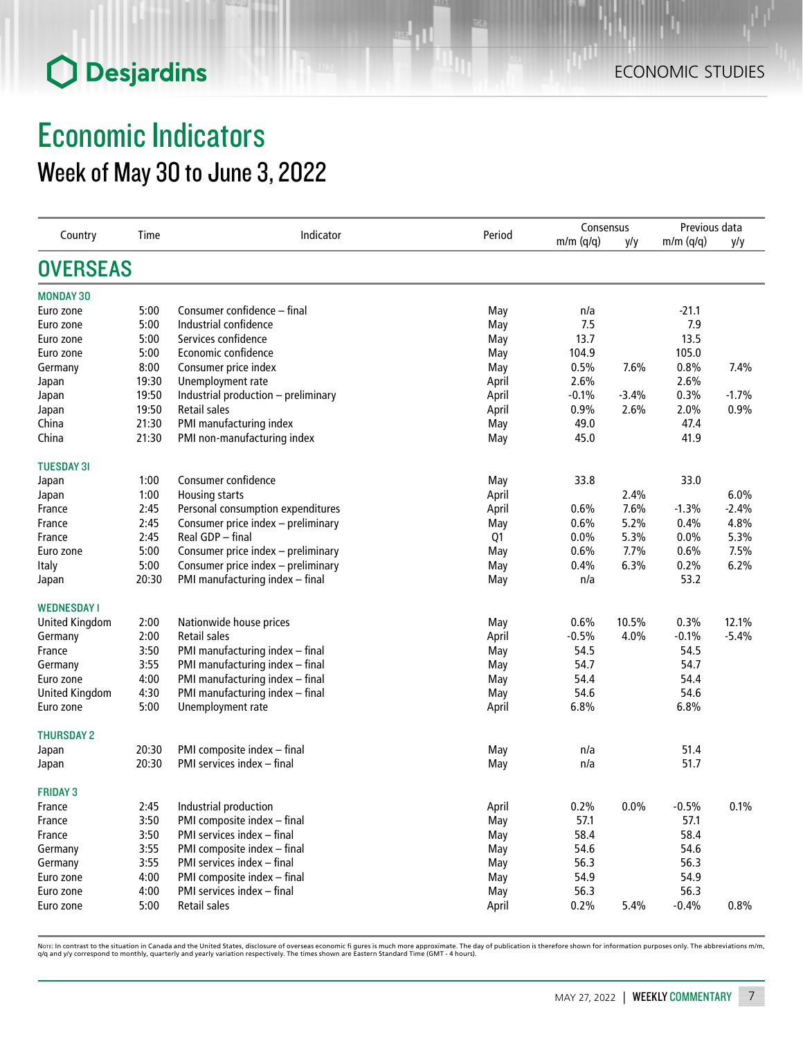# Economic Indicators

## Week of May 30 to June 3, 2022

| Country | Time | Indicator | Period | Consensus | | Previous data | |
|---|---|---|---|---|---|---|---|
| | | | | m/m (q/q) | y/y | m/m (q/q) | y/y |
| **OVERSEAS** | | | | | | | |
| **MONDAY 30** | | | | | | | |
| Euro zone | 5:00 | Consumer confidence – final | May | n/a | | -21.1 | |
| Euro zone | 5:00 | Industrial confidence | May | 7.5 | | 7.9 | |
| Euro zone | 5:00 | Services confidence | May | 13.7 | | 13.5 | |
| Euro zone | 5:00 | Economic confidence | May | 104.9 | | 105.0 | |
| Germany | 8:00 | Consumer price index | May | 0.5% | 7.6% | 0.8% | 7.4% |
| Japan | 19:30 | Unemployment rate | April | 2.6% | | 2.6% | |
| Japan | 19:50 | Industrial production – preliminary | April | -0.1% | -3.4% | 0.3% | -1.7% |
| Japan | 19:50 | Retail sales | April | 0.9% | 2.6% | 2.0% | 0.9% |
| China | 21:30 | PMI manufacturing index | May | 49.0 | | 47.4 | |
| China | 21:30 | PMI non-manufacturing index | May | 45.0 | | 41.9 | |
| **TUESDAY 31** | | | | | | | |
| Japan | 1:00 | Consumer confidence | May | 33.8 | | 33.0 | |
| Japan | 1:00 | Housing starts | April | | 2.4% | | 6.0% |
| France | 2:45 | Personal consumption expenditures | April | 0.6% | 7.6% | -1.3% | -2.4% |
| France | 2:45 | Consumer price index – preliminary | May | 0.6% | 5.2% | 0.4% | 4.8% |
| France | 2:45 | Real GDP – final | Q1 | 0.0% | 5.3% | 0.0% | 5.3% |
| Euro zone | 5:00 | Consumer price index – preliminary | May | 0.6% | 7.7% | 0.6% | 7.5% |
| Italy | 5:00 | Consumer price index – preliminary | May | 0.4% | 6.3% | 0.2% | 6.2% |
| Japan | 20:30 | PMI manufacturing index – final | May | n/a | | 53.2 | |
| **WEDNESDAY 1** | | | | | | | |
| United Kingdom | 2:00 | Nationwide house prices | May | 0.6% | 10.5% | 0.3% | 12.1% |
| Germany | 2:00 | Retail sales | April | -0.5% | 4.0% | -0.1% | -5.4% |
| France | 3:50 | PMI manufacturing index – final | May | 54.5 | | 54.5 | |
| Germany | 3:55 | PMI manufacturing index – final | May | 54.7 | | 54.7 | |
| Euro zone | 4:00 | PMI manufacturing index – final | May | 54.4 | | 54.4 | |
| United Kingdom | 4:30 | PMI manufacturing index – final | May | 54.6 | | 54.6 | |
| Euro zone | 5:00 | Unemployment rate | April | 6.8% | | 6.8% | |
| **THURSDAY 2** | | | | | | | |
| Japan | 20:30 | PMI composite index – final | May | n/a | | 51.4 | |
| Japan | 20:30 | PMI services index – final | May | n/a | | 51.7 | |
| **FRIDAY 3** | | | | | | | |
| France | 2:45 | Industrial production | April | 0.2% | 0.0% | -0.5% | 0.1% |
| France | 3:50 | PMI composite index – final | May | 57.1 | | 57.1 | |
| France | 3:50 | PMI services index – final | May | 58.4 | | 58.4 | |
| Germany | 3:55 | PMI composite index – final | May | 54.6 | | 54.6 | |
| Germany | 3:55 | PMI services index – final | May | 56.3 | | 56.3 | |
| Euro zone | 4:00 | PMI composite index – final | May | 54.9 | | 54.9 | |
| Euro zone | 4:00 | PMI services index – final | May | 56.3 | | 56.3 | |
| Euro zone | 5:00 | Retail sales | April | 0.2% | 5.4% | -0.4% | 0.8% |

Note: In contrast to the situation in Canada and the United States, disclosure of overseas economic figures is much more approximate. The day of publication is therefore shown for information purposes only. The abbreviations m/m, q/q and y/y correspond to monthly, quarterly and yearly variation respectively. The times shown are Eastern Standard Time (GMT - 4 hours).